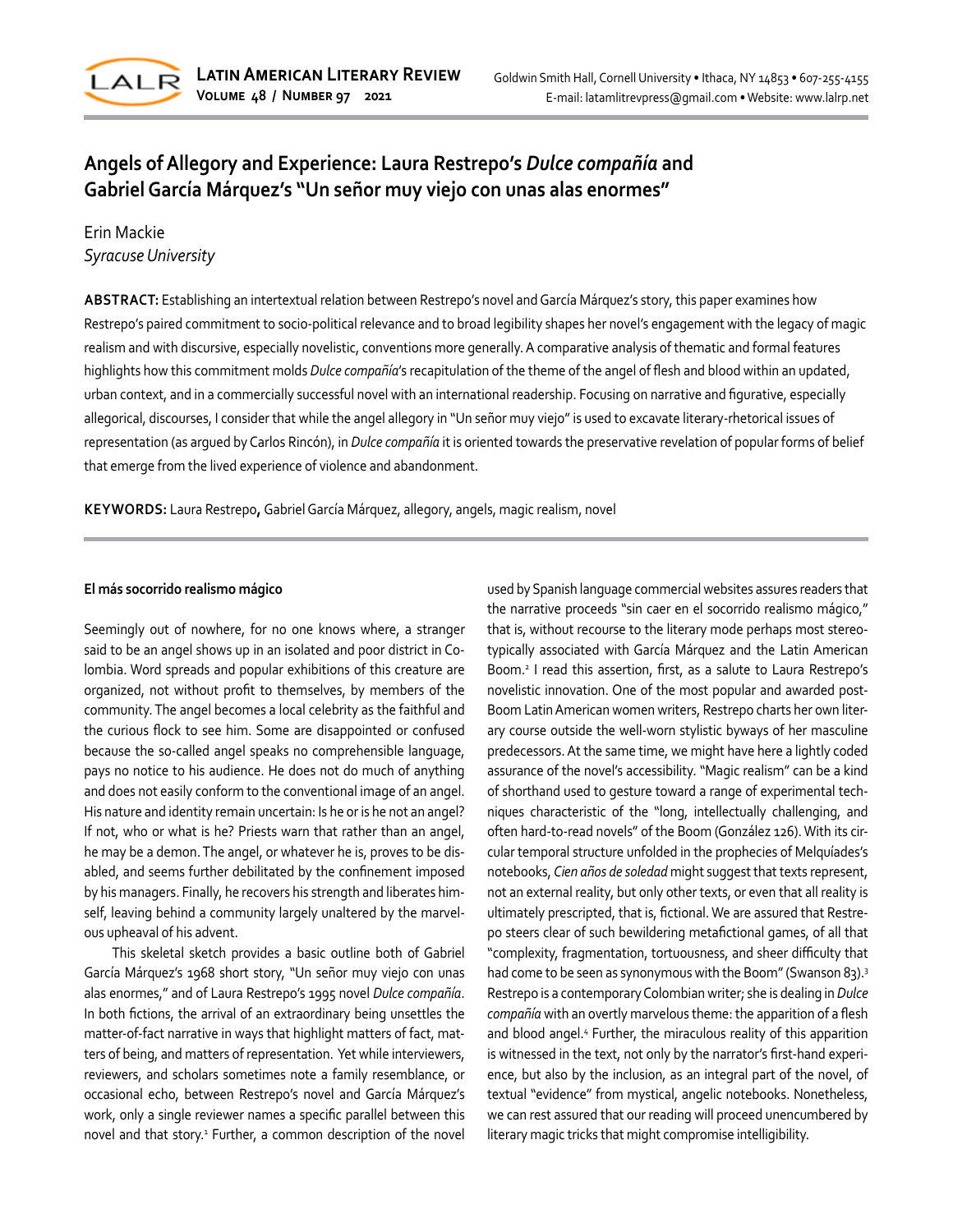# Angels of Allegory and Experience: Laura Restrepo's *Dulce compañía* and Gabriel García Márquez's "Un señor muy viejo con unas alas enormes"

Erin Mackie
*Syracuse University*

**ABSTRACT:** Establishing an intertextual relation between Restrepo's novel and García Márquez's story, this paper examines how Restrepo's paired commitment to socio-political relevance and to broad legibility shapes her novel's engagement with the legacy of magic realism and with discursive, especially novelistic, conventions more generally. A comparative analysis of thematic and formal features highlights how this commitment molds *Dulce compañía*'s recapitulation of the theme of the angel of flesh and blood within an updated, urban context, and in a commercially successful novel with an international readership. Focusing on narrative and figurative, especially allegorical, discourses, I consider that while the angel allegory in "Un señor muy viejo" is used to excavate literary-rhetorical issues of representation (as argued by Carlos Rincón), in *Dulce compañía* it is oriented towards the preservative revelation of popular forms of belief that emerge from the lived experience of violence and abandonment.

**KEYWORDS:** Laura Restrepo, Gabriel García Márquez, allegory, angels, magic realism, novel

---

### El más socorrido realismo mágico

Seemingly out of nowhere, for no one knows where, a stranger said to be an angel shows up in an isolated and poor district in Colombia. Word spreads and popular exhibitions of this creature are organized, not without profit to themselves, by members of the community. The angel becomes a local celebrity as the faithful and the curious flock to see him. Some are disappointed or confused because the so-called angel speaks no comprehensible language, pays no notice to his audience. He does not do much of anything and does not easily conform to the conventional image of an angel. His nature and identity remain uncertain: Is he or is he not an angel? If not, who or what is he? Priests warn that rather than an angel, he may be a demon. The angel, or whatever he is, proves to be disabled, and seems further debilitated by the confinement imposed by his managers. Finally, he recovers his strength and liberates himself, leaving behind a community largely unaltered by the marvelous upheaval of his advent.

This skeletal sketch provides a basic outline both of Gabriel García Márquez's 1968 short story, "Un señor muy viejo con unas alas enormes," and of Laura Restrepo's 1995 novel *Dulce compañía*. In both fictions, the arrival of an extraordinary being unsettles the matter-of-fact narrative in ways that highlight matters of fact, matters of being, and matters of representation. Yet while interviewers, reviewers, and scholars sometimes note a family resemblance, or occasional echo, between Restrepo's novel and García Márquez's work, only a single reviewer names a specific parallel between this novel and that story.[1] Further, a common description of the novel used by Spanish language commercial websites assures readers that the narrative proceeds "sin caer en el socorrido realismo mágico," that is, without recourse to the literary mode perhaps most stereotypically associated with García Márquez and the Latin American Boom.[2] I read this assertion, first, as a salute to Laura Restrepo's novelistic innovation. One of the most popular and awarded post-Boom Latin American women writers, Restrepo charts her own literary course outside the well-worn stylistic byways of her masculine predecessors. At the same time, we might have here a lightly coded assurance of the novel's accessibility. "Magic realism" can be a kind of shorthand used to gesture toward a range of experimental techniques characteristic of the "long, intellectually challenging, and often hard-to-read novels" of the Boom (González 126). With its circular temporal structure unfolded in the prophecies of Melquíades's notebooks, *Cien años de soledad* might suggest that texts represent, not an external reality, but only other texts, or even that all reality is ultimately prescripted, that is, fictional. We are assured that Restrepo steers clear of such bewildering metafictional games, of all that "complexity, fragmentation, tortuousness, and sheer difficulty that had come to be seen as synonymous with the Boom" (Swanson 83).[3] Restrepo is a contemporary Colombian writer; she is dealing in *Dulce compañía* with an overtly marvelous theme: the apparition of a flesh and blood angel.[4] Further, the miraculous reality of this apparition is witnessed in the text, not only by the narrator's first-hand experience, but also by the inclusion, as an integral part of the novel, of textual "evidence" from mystical, angelic notebooks. Nonetheless, we can rest assured that our reading will proceed unencumbered by literary magic tricks that might compromise intelligibility.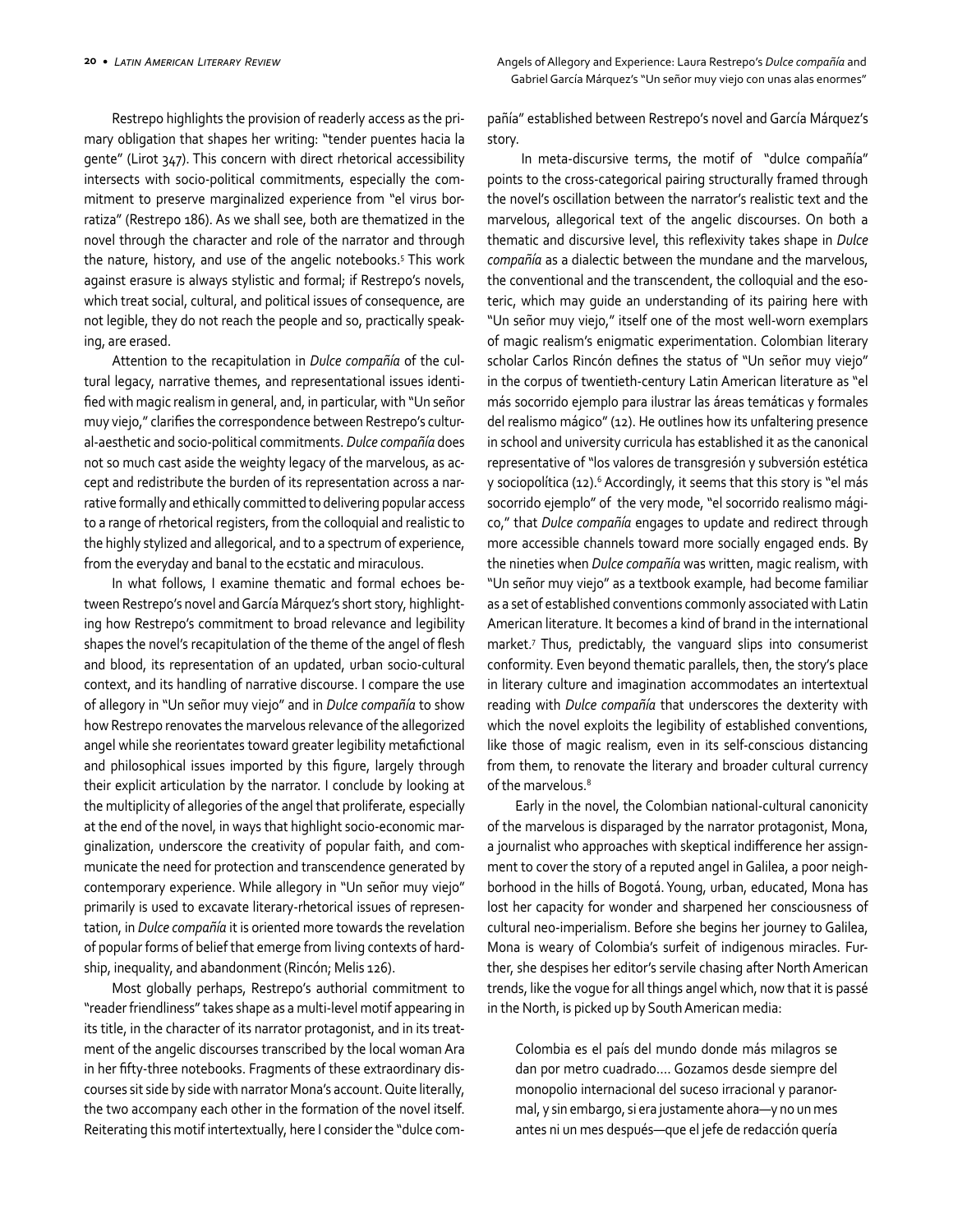Restrepo highlights the provision of readerly access as the primary obligation that shapes her writing: "tender puentes hacia la gente" (Lirot 347). This concern with direct rhetorical accessibility intersects with socio-political commitments, especially the commitment to preserve marginalized experience from "el virus borratiza" (Restrepo 186). As we shall see, both are thematized in the novel through the character and role of the narrator and through the nature, history, and use of the angelic notebooks.[5] This work against erasure is always stylistic and formal; if Restrepo's novels, which treat social, cultural, and political issues of consequence, are not legible, they do not reach the people and so, practically speaking, are erased.

Attention to the recapitulation in *Dulce compañía* of the cultural legacy, narrative themes, and representational issues identified with magic realism in general, and, in particular, with "Un señor muy viejo," clarifies the correspondence between Restrepo's cultural-aesthetic and socio-political commitments. *Dulce compañía* does not so much cast aside the weighty legacy of the marvelous, as accept and redistribute the burden of its representation across a narrative formally and ethically committed to delivering popular access to a range of rhetorical registers, from the colloquial and realistic to the highly stylized and allegorical, and to a spectrum of experience, from the everyday and banal to the ecstatic and miraculous.

In what follows, I examine thematic and formal echoes between Restrepo's novel and García Márquez's short story, highlighting how Restrepo's commitment to broad relevance and legibility shapes the novel's recapitulation of the theme of the angel of flesh and blood, its representation of an updated, urban socio-cultural context, and its handling of narrative discourse. I compare the use of allegory in "Un señor muy viejo" and in *Dulce compañía* to show how Restrepo renovates the marvelous relevance of the allegorized angel while she reorientates toward greater legibility metafictional and philosophical issues imported by this figure, largely through their explicit articulation by the narrator. I conclude by looking at the multiplicity of allegories of the angel that proliferate, especially at the end of the novel, in ways that highlight socio-economic marginalization, underscore the creativity of popular faith, and communicate the need for protection and transcendence generated by contemporary experience. While allegory in "Un señor muy viejo" primarily is used to excavate literary-rhetorical issues of representation, in *Dulce compañía* it is oriented more towards the revelation of popular forms of belief that emerge from living contexts of hardship, inequality, and abandonment (Rincón; Melis 126).

Most globally perhaps, Restrepo's authorial commitment to "reader friendliness" takes shape as a multi-level motif appearing in its title, in the character of its narrator protagonist, and in its treatment of the angelic discourses transcribed by the local woman Ara in her fifty-three notebooks. Fragments of these extraordinary discourses sit side by side with narrator Mona's account. Quite literally, the two accompany each other in the formation of the novel itself. Reiterating this motif intertextually, here I consider the "dulce compañía" established between Restrepo's novel and García Márquez's story.

In meta-discursive terms, the motif of "dulce compañía" points to the cross-categorical pairing structurally framed through the novel's oscillation between the narrator's realistic text and the marvelous, allegorical text of the angelic discourses. On both a thematic and discursive level, this reflexivity takes shape in *Dulce compañía* as a dialectic between the mundane and the marvelous, the conventional and the transcendent, the colloquial and the esoteric, which may guide an understanding of its pairing here with "Un señor muy viejo," itself one of the most well-worn exemplars of magic realism's enigmatic experimentation. Colombian literary scholar Carlos Rincón defines the status of "Un señor muy viejo" in the corpus of twentieth-century Latin American literature as "el más socorrido ejemplo para ilustrar las áreas temáticas y formales del realismo mágico" (12). He outlines how its unfaltering presence in school and university curricula has established it as the canonical representative of "los valores de transgresión y subversión estética y sociopolítica (12).[6] Accordingly, it seems that this story is "el más socorrido ejemplo" of the very mode, "el socorrido realismo mágico," that *Dulce compañía* engages to update and redirect through more accessible channels toward more socially engaged ends. By the nineties when *Dulce compañía* was written, magic realism, with "Un señor muy viejo" as a textbook example, had become familiar as a set of established conventions commonly associated with Latin American literature. It becomes a kind of brand in the international market.[7] Thus, predictably, the vanguard slips into consumerist conformity. Even beyond thematic parallels, then, the story's place in literary culture and imagination accommodates an intertextual reading with *Dulce compañía* that underscores the dexterity with which the novel exploits the legibility of established conventions, like those of magic realism, even in its self-conscious distancing from them, to renovate the literary and broader cultural currency of the marvelous.[8]

Early in the novel, the Colombian national-cultural canonicity of the marvelous is disparaged by the narrator protagonist, Mona, a journalist who approaches with skeptical indifference her assignment to cover the story of a reputed angel in Galilea, a poor neighborhood in the hills of Bogotá. Young, urban, educated, Mona has lost her capacity for wonder and sharpened her consciousness of cultural neo-imperialism. Before she begins her journey to Galilea, Mona is weary of Colombia's surfeit of indigenous miracles. Further, she despises her editor's servile chasing after North American trends, like the vogue for all things angel which, now that it is passé in the North, is picked up by South American media:

> Colombia es el país del mundo donde más milagros se dan por metro cuadrado.... Gozamos desde siempre del monopolio internacional del suceso irracional y paranormal, y sin embargo, si era justamente ahora—y no un mes antes ni un mes después—que el jefe de redacción quería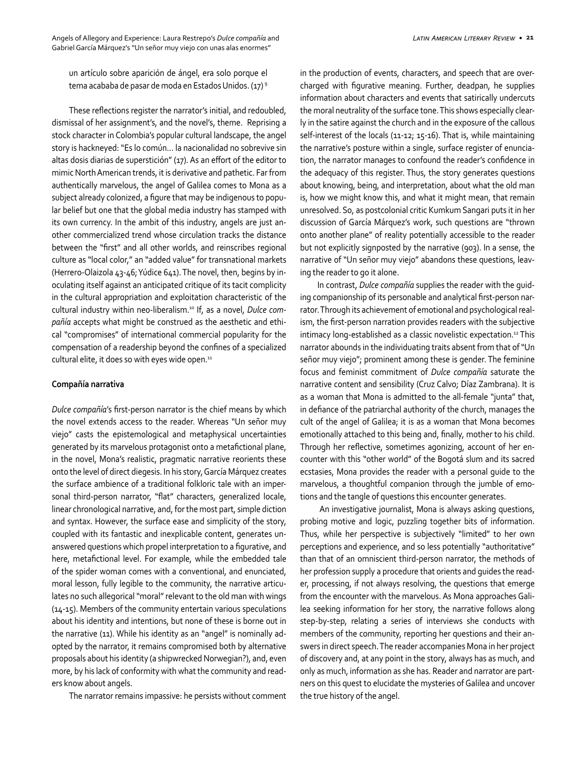un artículo sobre aparición de ángel, era solo porque el tema acababa de pasar de moda en Estados Unidos. (17) [9]

These reflections register the narrator's initial, and redoubled, dismissal of her assignment's, and the novel's, theme. Reprising a stock character in Colombia's popular cultural landscape, the angel story is hackneyed: "Es lo común… la nacionalidad no sobrevive sin altas dosis diarias de superstición" (17). As an effort of the editor to mimic North American trends, it is derivative and pathetic. Far from authentically marvelous, the angel of Galilea comes to Mona as a subject already colonized, a figure that may be indigenous to popular belief but one that the global media industry has stamped with its own currency. In the ambit of this industry, angels are just another commercialized trend whose circulation tracks the distance between the "first" and all other worlds, and reinscribes regional culture as "local color," an "added value" for transnational markets (Herrero-Olaizola 43-46; Yúdice 641). The novel, then, begins by inoculating itself against an anticipated critique of its tacit complicity in the cultural appropriation and exploitation characteristic of the cultural industry within neo-liberalism.[10] If, as a novel, *Dulce compañía* accepts what might be construed as the aesthetic and ethical "compromises" of international commercial popularity for the compensation of a readership beyond the confines of a specialized cultural elite, it does so with eyes wide open.[11]

**Compañía narrativa**

*Dulce compañía*'s first-person narrator is the chief means by which the novel extends access to the reader. Whereas "Un señor muy viejo" casts the epistemological and metaphysical uncertainties generated by its marvelous protagonist onto a metafictional plane, in the novel, Mona's realistic, pragmatic narrative reorients these onto the level of direct diegesis. In his story, García Márquez creates the surface ambience of a traditional folkloric tale with an impersonal third-person narrator, "flat" characters, generalized locale, linear chronological narrative, and, for the most part, simple diction and syntax. However, the surface ease and simplicity of the story, coupled with its fantastic and inexplicable content, generates unanswered questions which propel interpretation to a figurative, and here, metafictional level. For example, while the embedded tale of the spider woman comes with a conventional, and enunciated, moral lesson, fully legible to the community, the narrative articulates no such allegorical "moral" relevant to the old man with wings (14-15). Members of the community entertain various speculations about his identity and intentions, but none of these is borne out in the narrative (11). While his identity as an "angel" is nominally adopted by the narrator, it remains compromised both by alternative proposals about his identity (a shipwrecked Norwegian?), and, even more, by his lack of conformity with what the community and readers know about angels.

The narrator remains impassive: he persists without comment in the production of events, characters, and speech that are overcharged with figurative meaning. Further, deadpan, he supplies information about characters and events that satirically undercuts the moral neutrality of the surface tone. This shows especially clearly in the satire against the church and in the exposure of the callous self-interest of the locals (11-12; 15-16). That is, while maintaining the narrative's posture within a single, surface register of enunciation, the narrator manages to confound the reader's confidence in the adequacy of this register. Thus, the story generates questions about knowing, being, and interpretation, about what the old man is, how we might know this, and what it might mean, that remain unresolved. So, as postcolonial critic Kumkum Sangari puts it in her discussion of García Márquez's work, such questions are "thrown onto another plane" of reality potentially accessible to the reader but not explicitly signposted by the narrative (903). In a sense, the narrative of "Un señor muy viejo" abandons these questions, leaving the reader to go it alone.

In contrast, *Dulce compañía* supplies the reader with the guiding companionship of its personable and analytical first-person narrator. Through its achievement of emotional and psychological realism, the first-person narration provides readers with the subjective intimacy long-established as a classic novelistic expectation.[12] This narrator abounds in the individuating traits absent from that of "Un señor muy viejo"; prominent among these is gender. The feminine focus and feminist commitment of *Dulce compañía* saturate the narrative content and sensibility (Cruz Calvo; Díaz Zambrana). It is as a woman that Mona is admitted to the all-female "junta" that, in defiance of the patriarchal authority of the church, manages the cult of the angel of Galilea; it is as a woman that Mona becomes emotionally attached to this being and, finally, mother to his child. Through her reflective, sometimes agonizing, account of her encounter with this "other world" of the Bogotá slum and its sacred ecstasies, Mona provides the reader with a personal guide to the marvelous, a thoughtful companion through the jumble of emotions and the tangle of questions this encounter generates.

An investigative journalist, Mona is always asking questions, probing motive and logic, puzzling together bits of information. Thus, while her perspective is subjectively "limited" to her own perceptions and experience, and so less potentially "authoritative" than that of an omniscient third-person narrator, the methods of her profession supply a procedure that orients and guides the reader, processing, if not always resolving, the questions that emerge from the encounter with the marvelous. As Mona approaches Galilea seeking information for her story, the narrative follows along step-by-step, relating a series of interviews she conducts with members of the community, reporting her questions and their answers in direct speech. The reader accompanies Mona in her project of discovery and, at any point in the story, always has as much, and only as much, information as she has. Reader and narrator are partners on this quest to elucidate the mysteries of Galilea and uncover the true history of the angel.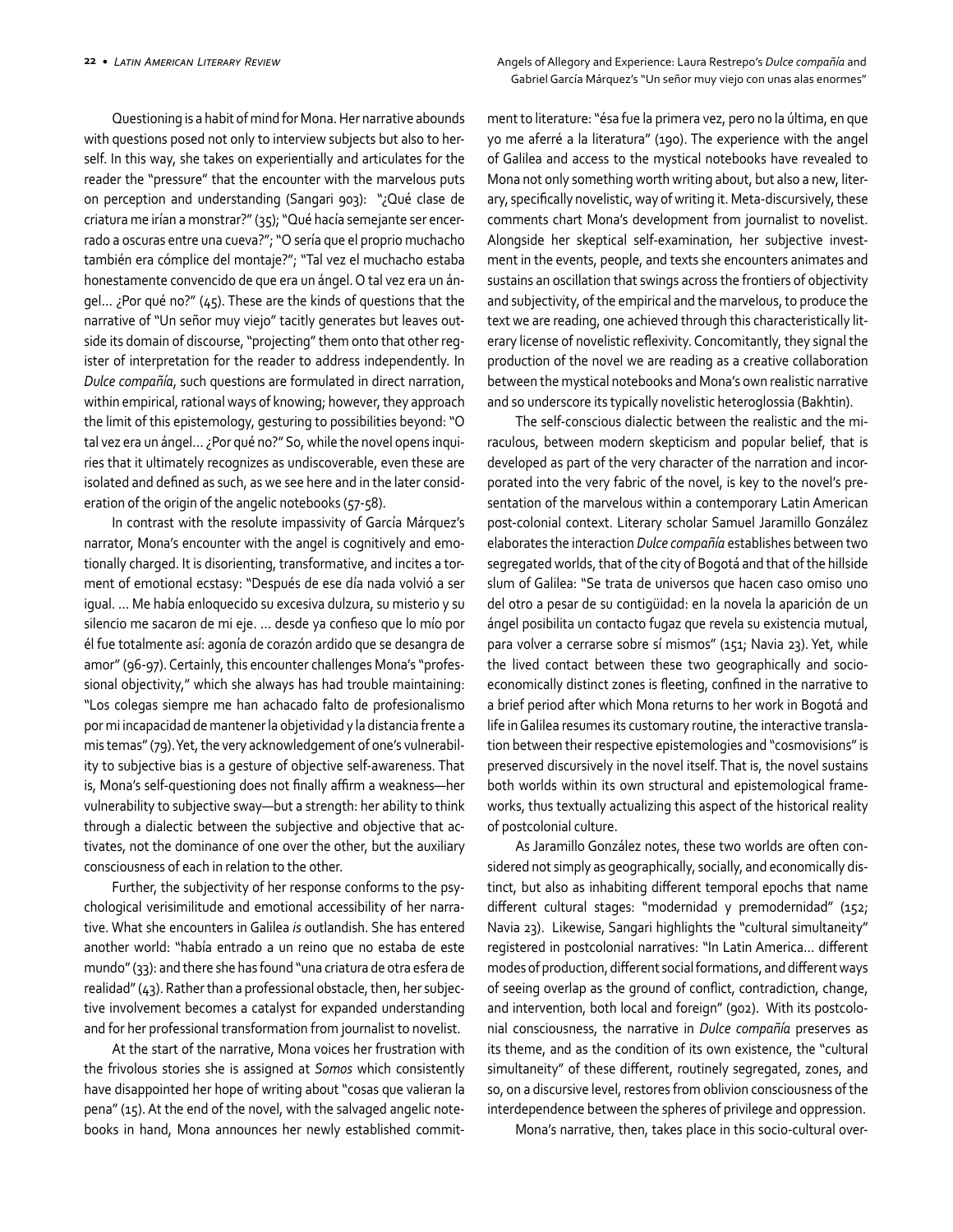Questioning is a habit of mind for Mona. Her narrative abounds with questions posed not only to interview subjects but also to herself. In this way, she takes on experientially and articulates for the reader the "pressure" that the encounter with the marvelous puts on perception and understanding (Sangari 903): "¿Qué clase de criatura me irían a monstrar?" (35); "Qué hacía semejante ser encerrado a oscuras entre una cueva?"; "O sería que el proprio muchacho también era cómplice del montaje?"; "Tal vez el muchacho estaba honestamente convencido de que era un ángel. O tal vez era un ángel… ¿Por qué no?" (45). These are the kinds of questions that the narrative of "Un señor muy viejo" tacitly generates but leaves outside its domain of discourse, "projecting" them onto that other register of interpretation for the reader to address independently. In *Dulce compañía*, such questions are formulated in direct narration, within empirical, rational ways of knowing; however, they approach the limit of this epistemology, gesturing to possibilities beyond: "O tal vez era un ángel… ¿Por qué no?" So, while the novel opens inquiries that it ultimately recognizes as undiscoverable, even these are isolated and defined as such, as we see here and in the later consideration of the origin of the angelic notebooks (57-58).

In contrast with the resolute impassivity of García Márquez's narrator, Mona's encounter with the angel is cognitively and emotionally charged. It is disorienting, transformative, and incites a torment of emotional ecstasy: "Después de ese día nada volvió a ser igual. … Me había enloquecido su excesiva dulzura, su misterio y su silencio me sacaron de mi eje. … desde ya confieso que lo mío por él fue totalmente así: agonía de corazón ardido que se desangra de amor" (96-97). Certainly, this encounter challenges Mona's "professional objectivity," which she always has had trouble maintaining: "Los colegas siempre me han achacado falto de profesionalismo por mi incapacidad de mantener la objetividad y la distancia frente a mis temas" (79). Yet, the very acknowledgement of one's vulnerability to subjective bias is a gesture of objective self-awareness. That is, Mona's self-questioning does not finally affirm a weakness—her vulnerability to subjective sway—but a strength: her ability to think through a dialectic between the subjective and objective that activates, not the dominance of one over the other, but the auxiliary consciousness of each in relation to the other.

Further, the subjectivity of her response conforms to the psychological verisimilitude and emotional accessibility of her narrative. What she encounters in Galilea *is* outlandish. She has entered another world: "había entrado a un reino que no estaba de este mundo" (33): and there she has found "una criatura de otra esfera de realidad" (43). Rather than a professional obstacle, then, her subjective involvement becomes a catalyst for expanded understanding and for her professional transformation from journalist to novelist.

At the start of the narrative, Mona voices her frustration with the frivolous stories she is assigned at *Somos* which consistently have disappointed her hope of writing about "cosas que valieran la pena" (15). At the end of the novel, with the salvaged angelic notebooks in hand, Mona announces her newly established commitment to literature: "ésa fue la primera vez, pero no la última, en que yo me aferré a la literatura" (190). The experience with the angel of Galilea and access to the mystical notebooks have revealed to Mona not only something worth writing about, but also a new, literary, specifically novelistic, way of writing it. Meta-discursively, these comments chart Mona's development from journalist to novelist. Alongside her skeptical self-examination, her subjective investment in the events, people, and texts she encounters animates and sustains an oscillation that swings across the frontiers of objectivity and subjectivity, of the empirical and the marvelous, to produce the text we are reading, one achieved through this characteristically literary license of novelistic reflexivity. Concomitantly, they signal the production of the novel we are reading as a creative collaboration between the mystical notebooks and Mona's own realistic narrative and so underscore its typically novelistic heteroglossia (Bakhtin).

The self-conscious dialectic between the realistic and the miraculous, between modern skepticism and popular belief, that is developed as part of the very character of the narration and incorporated into the very fabric of the novel, is key to the novel's presentation of the marvelous within a contemporary Latin American post-colonial context. Literary scholar Samuel Jaramillo González elaborates the interaction *Dulce compañía* establishes between two segregated worlds, that of the city of Bogotá and that of the hillside slum of Galilea: "Se trata de universos que hacen caso omiso uno del otro a pesar de su contigüidad: en la novela la aparición de un ángel posibilita un contacto fugaz que revela su existencia mutual, para volver a cerrarse sobre sí mismos" (151; Navia 23). Yet, while the lived contact between these two geographically and socio-economically distinct zones is fleeting, confined in the narrative to a brief period after which Mona returns to her work in Bogotá and life in Galilea resumes its customary routine, the interactive translation between their respective epistemologies and "cosmovisions" is preserved discursively in the novel itself. That is, the novel sustains both worlds within its own structural and epistemological frameworks, thus textually actualizing this aspect of the historical reality of postcolonial culture.

As Jaramillo González notes, these two worlds are often considered not simply as geographically, socially, and economically distinct, but also as inhabiting different temporal epochs that name different cultural stages: "modernidad y premodernidad" (152; Navia 23). Likewise, Sangari highlights the "cultural simultaneity" registered in postcolonial narratives: "In Latin America… different modes of production, different social formations, and different ways of seeing overlap as the ground of conflict, contradiction, change, and intervention, both local and foreign" (902). With its postcolonial consciousness, the narrative in *Dulce compañía* preserves as its theme, and as the condition of its own existence, the "cultural simultaneity" of these different, routinely segregated, zones, and so, on a discursive level, restores from oblivion consciousness of the interdependence between the spheres of privilege and oppression.

Mona's narrative, then, takes place in this socio-cultural over-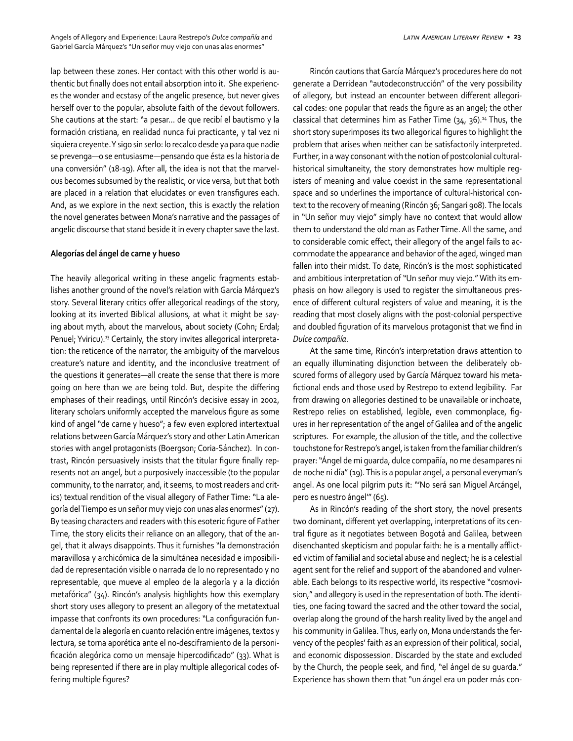lap between these zones. Her contact with this other world is authentic but finally does not entail absorption into it. She experiences the wonder and ecstasy of the angelic presence, but never gives herself over to the popular, absolute faith of the devout followers. She cautions at the start: "a pesar… de que recibí el bautismo y la formación cristiana, en realidad nunca fui practicante, y tal vez ni siquiera creyente. Y sigo sin serlo: lo recalco desde ya para que nadie se prevenga—o se entusiasme—pensando que ésta es la historia de una conversión" (18-19). After all, the idea is not that the marvelous becomes subsumed by the realistic, or vice versa, but that both are placed in a relation that elucidates or even transfigures each. And, as we explore in the next section, this is exactly the relation the novel generates between Mona's narrative and the passages of angelic discourse that stand beside it in every chapter save the last.

### Alegorías del ángel de carne y hueso

The heavily allegorical writing in these angelic fragments establishes another ground of the novel's relation with García Márquez's story. Several literary critics offer allegorical readings of the story, looking at its inverted Biblical allusions, at what it might be saying about myth, about the marvelous, about society (Cohn; Erdal; Penuel; Yviricu).[13] Certainly, the story invites allegorical interpretation: the reticence of the narrator, the ambiguity of the marvelous creature's nature and identity, and the inconclusive treatment of the questions it generates—all create the sense that there is more going on here than we are being told. But, despite the differing emphases of their readings, until Rincón's decisive essay in 2002, literary scholars uniformly accepted the marvelous figure as some kind of angel "de carne y hueso"; a few even explored intertextual relations between García Márquez's story and other Latin American stories with angel protagonists (Boergson; Coria-Sánchez). In contrast, Rincón persuasively insists that the titular figure finally represents not an angel, but a purposively inaccessible (to the popular community, to the narrator, and, it seems, to most readers and critics) textual rendition of the visual allegory of Father Time: "La alegoría del Tiempo es un señor muy viejo con unas alas enormes" (27). By teasing characters and readers with this esoteric figure of Father Time, the story elicits their reliance on an allegory, that of the angel, that it always disappoints. Thus it furnishes "la demonstración maravillosa y archicómica de la simultánea necesidad e imposibilidad de representación visible o narrada de lo no representado y no representable, que mueve al empleo de la alegoría y a la dicción metafórica" (34). Rincón's analysis highlights how this exemplary short story uses allegory to present an allegory of the metatextual impasse that confronts its own procedures: "La configuración fundamental de la alegoría en cuanto relación entre imágenes, textos y lectura, se torna aporética ante el no-desciframiento de la personificación alegórica como un mensaje hipercodificado" (33). What is being represented if there are in play multiple allegorical codes offering multiple figures?

Rincón cautions that García Márquez's procedures here do not generate a Derridean "autodeconstrucción" of the very possibility of allegory, but instead an encounter between different allegorical codes: one popular that reads the figure as an angel; the other classical that determines him as Father Time (34, 36).[14] Thus, the short story superimposes its two allegorical figures to highlight the problem that arises when neither can be satisfactorily interpreted. Further, in a way consonant with the notion of postcolonial cultural-historical simultaneity, the story demonstrates how multiple registers of meaning and value coexist in the same representational space and so underlines the importance of cultural-historical context to the recovery of meaning (Rincón 36; Sangari 908). The locals in "Un señor muy viejo" simply have no context that would allow them to understand the old man as Father Time. All the same, and to considerable comic effect, their allegory of the angel fails to accommodate the appearance and behavior of the aged, winged man fallen into their midst. To date, Rincón's is the most sophisticated and ambitious interpretation of "Un señor muy viejo." With its emphasis on how allegory is used to register the simultaneous presence of different cultural registers of value and meaning, it is the reading that most closely aligns with the post-colonial perspective and doubled figuration of its marvelous protagonist that we find in *Dulce compañía*.

At the same time, Rincón's interpretation draws attention to an equally illuminating disjunction between the deliberately obscured forms of allegory used by García Márquez toward his metafictional ends and those used by Restrepo to extend legibility. Far from drawing on allegories destined to be unavailable or inchoate, Restrepo relies on established, legible, even commonplace, figures in her representation of the angel of Galilea and of the angelic scriptures. For example, the allusion of the title, and the collective touchstone for Restrepo's angel, is taken from the familiar children's prayer: "Ángel de mi guarda, dulce compañía, no me desampares ni de noche ni día" (19). This is a popular angel, a personal everyman's angel. As one local pilgrim puts it: "'No será san Miguel Arcángel, pero es nuestro ángel'" (65).

As in Rincón's reading of the short story, the novel presents two dominant, different yet overlapping, interpretations of its central figure as it negotiates between Bogotá and Galilea, between disenchanted skepticism and popular faith: he is a mentally afflicted victim of familial and societal abuse and neglect; he is a celestial agent sent for the relief and support of the abandoned and vulnerable. Each belongs to its respective world, its respective "cosmovisión," and allegory is used in the representation of both. The identities, one facing toward the sacred and the other toward the social, overlap along the ground of the harsh reality lived by the angel and his community in Galilea. Thus, early on, Mona understands the fervency of the peoples' faith as an expression of their political, social, and economic dispossession. Discarded by the state and excluded by the Church, the people seek, and find, "el ángel de su guarda." Experience has shown them that "un ángel era un poder más con-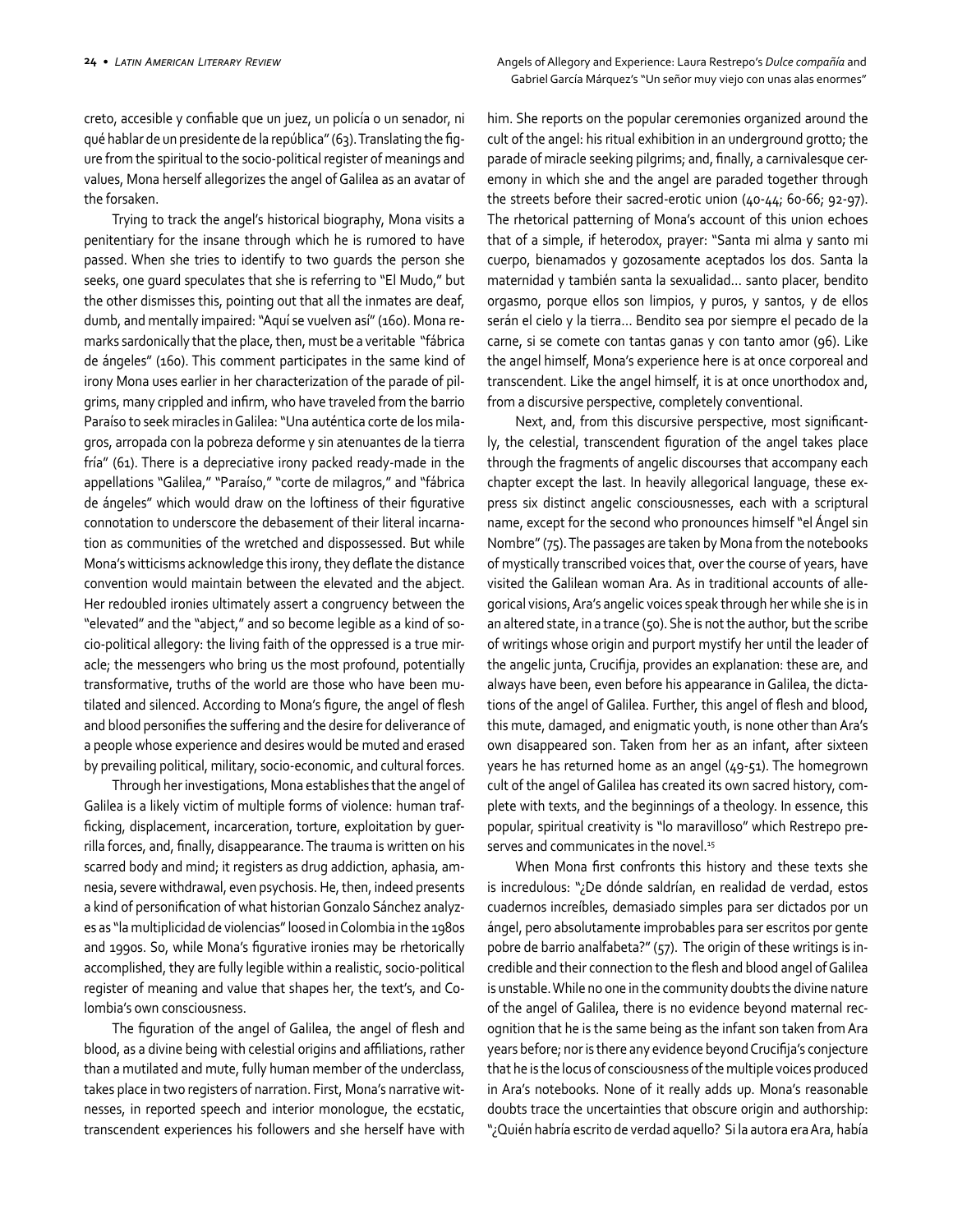creto, accesible y confiable que un juez, un policía o un senador, ni qué hablar de un presidente de la república" (63). Translating the figure from the spiritual to the socio-political register of meanings and values, Mona herself allegorizes the angel of Galilea as an avatar of the forsaken.

Trying to track the angel's historical biography, Mona visits a penitentiary for the insane through which he is rumored to have passed. When she tries to identify to two guards the person she seeks, one guard speculates that she is referring to "El Mudo," but the other dismisses this, pointing out that all the inmates are deaf, dumb, and mentally impaired: "Aquí se vuelven así" (160). Mona remarks sardonically that the place, then, must be a veritable "fábrica de ángeles" (160). This comment participates in the same kind of irony Mona uses earlier in her characterization of the parade of pilgrims, many crippled and infirm, who have traveled from the barrio Paraíso to seek miracles in Galilea: "Una auténtica corte de los milagros, arropada con la pobreza deforme y sin atenuantes de la tierra fría" (61). There is a depreciative irony packed ready-made in the appellations "Galilea," "Paraíso," "corte de milagros," and "fábrica de ángeles" which would draw on the loftiness of their figurative connotation to underscore the debasement of their literal incarnation as communities of the wretched and dispossessed. But while Mona's witticisms acknowledge this irony, they deflate the distance convention would maintain between the elevated and the abject. Her redoubled ironies ultimately assert a congruency between the "elevated" and the "abject," and so become legible as a kind of socio-political allegory: the living faith of the oppressed is a true miracle; the messengers who bring us the most profound, potentially transformative, truths of the world are those who have been mutilated and silenced. According to Mona's figure, the angel of flesh and blood personifies the suffering and the desire for deliverance of a people whose experience and desires would be muted and erased by prevailing political, military, socio-economic, and cultural forces.

Through her investigations, Mona establishes that the angel of Galilea is a likely victim of multiple forms of violence: human trafficking, displacement, incarceration, torture, exploitation by guerrilla forces, and, finally, disappearance. The trauma is written on his scarred body and mind; it registers as drug addiction, aphasia, amnesia, severe withdrawal, even psychosis. He, then, indeed presents a kind of personification of what historian Gonzalo Sánchez analyzes as "la multiplicidad de violencias" loosed in Colombia in the 1980s and 1990s. So, while Mona's figurative ironies may be rhetorically accomplished, they are fully legible within a realistic, socio-political register of meaning and value that shapes her, the text's, and Colombia's own consciousness.

The figuration of the angel of Galilea, the angel of flesh and blood, as a divine being with celestial origins and affiliations, rather than a mutilated and mute, fully human member of the underclass, takes place in two registers of narration. First, Mona's narrative witnesses, in reported speech and interior monologue, the ecstatic, transcendent experiences his followers and she herself have with him. She reports on the popular ceremonies organized around the cult of the angel: his ritual exhibition in an underground grotto; the parade of miracle seeking pilgrims; and, finally, a carnivalesque ceremony in which she and the angel are paraded together through the streets before their sacred-erotic union (40-44; 60-66; 92-97). The rhetorical patterning of Mona's account of this union echoes that of a simple, if heterodox, prayer: "Santa mi alma y santo mi cuerpo, bienamados y gozosamente aceptados los dos. Santa la maternidad y también santa la sexualidad… santo placer, bendito orgasmo, porque ellos son limpios, y puros, y santos, y de ellos serán el cielo y la tierra… Bendito sea por siempre el pecado de la carne, si se comete con tantas ganas y con tanto amor (96). Like the angel himself, Mona's experience here is at once corporeal and transcendent. Like the angel himself, it is at once unorthodox and, from a discursive perspective, completely conventional.

Next, and, from this discursive perspective, most significantly, the celestial, transcendent figuration of the angel takes place through the fragments of angelic discourses that accompany each chapter except the last. In heavily allegorical language, these express six distinct angelic consciousnesses, each with a scriptural name, except for the second who pronounces himself "el Ángel sin Nombre" (75). The passages are taken by Mona from the notebooks of mystically transcribed voices that, over the course of years, have visited the Galilean woman Ara. As in traditional accounts of allegorical visions, Ara's angelic voices speak through her while she is in an altered state, in a trance (50). She is not the author, but the scribe of writings whose origin and purport mystify her until the leader of the angelic junta, Crucifija, provides an explanation: these are, and always have been, even before his appearance in Galilea, the dictations of the angel of Galilea. Further, this angel of flesh and blood, this mute, damaged, and enigmatic youth, is none other than Ara's own disappeared son. Taken from her as an infant, after sixteen years he has returned home as an angel (49-51). The homegrown cult of the angel of Galilea has created its own sacred history, complete with texts, and the beginnings of a theology. In essence, this popular, spiritual creativity is "lo maravilloso" which Restrepo preserves and communicates in the novel.[15]

When Mona first confronts this history and these texts she is incredulous: "¿De dónde saldrían, en realidad de verdad, estos cuadernos increíbles, demasiado simples para ser dictados por un ángel, pero absolutamente improbables para ser escritos por gente pobre de barrio analfabeta?" (57). The origin of these writings is incredible and their connection to the flesh and blood angel of Galilea is unstable. While no one in the community doubts the divine nature of the angel of Galilea, there is no evidence beyond maternal recognition that he is the same being as the infant son taken from Ara years before; nor is there any evidence beyond Crucifija's conjecture that he is the locus of consciousness of the multiple voices produced in Ara's notebooks. None of it really adds up. Mona's reasonable doubts trace the uncertainties that obscure origin and authorship: "¿Quién habría escrito de verdad aquello? Si la autora era Ara, había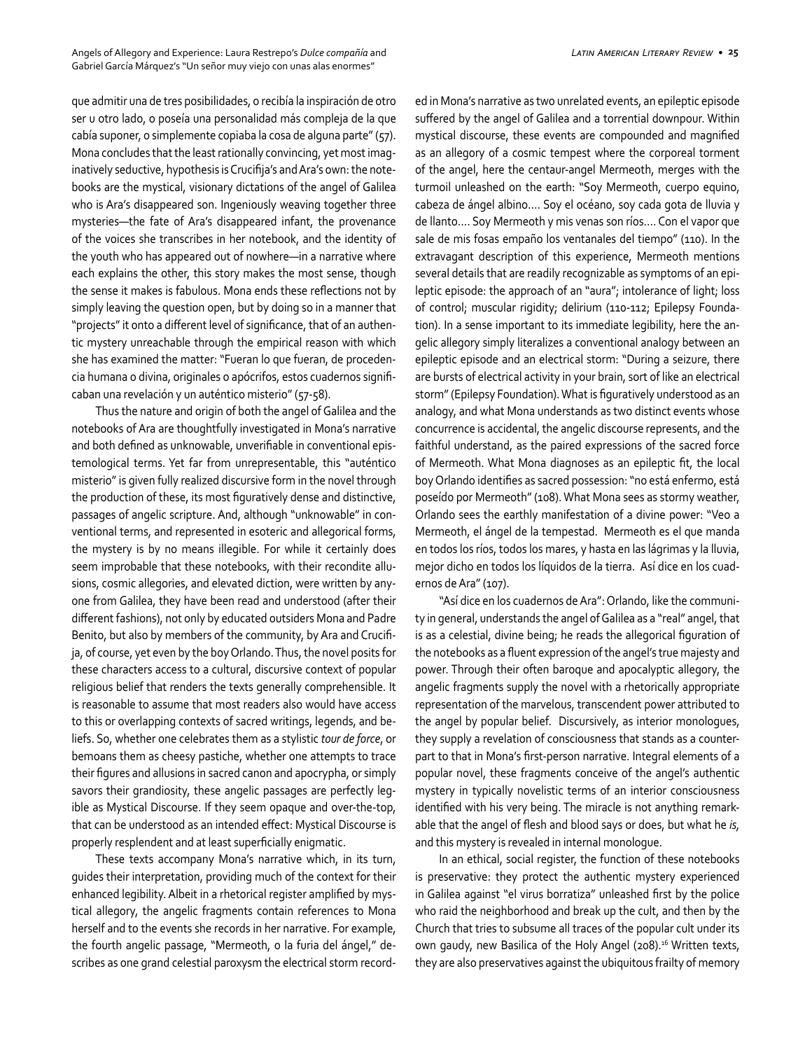que admitir una de tres posibilidades, o recibía la inspiración de otro ser u otro lado, o poseía una personalidad más compleja de la que cabía suponer, o simplemente copiaba la cosa de alguna parte" (57). Mona concludes that the least rationally convincing, yet most imaginatively seductive, hypothesis is Crucifija's and Ara's own: the notebooks are the mystical, visionary dictations of the angel of Galilea who is Ara's disappeared son. Ingeniously weaving together three mysteries—the fate of Ara's disappeared infant, the provenance of the voices she transcribes in her notebook, and the identity of the youth who has appeared out of nowhere—in a narrative where each explains the other, this story makes the most sense, though the sense it makes is fabulous. Mona ends these reflections not by simply leaving the question open, but by doing so in a manner that "projects" it onto a different level of significance, that of an authentic mystery unreachable through the empirical reason with which she has examined the matter: "Fueran lo que fueran, de procedencia humana o divina, originales o apócrifos, estos cuadernos significaban una revelación y un auténtico misterio" (57-58).

Thus the nature and origin of both the angel of Galilea and the notebooks of Ara are thoughtfully investigated in Mona's narrative and both defined as unknowable, unverifiable in conventional epistemological terms. Yet far from unrepresentable, this "auténtico misterio" is given fully realized discursive form in the novel through the production of these, its most figuratively dense and distinctive, passages of angelic scripture. And, although "unknowable" in conventional terms, and represented in esoteric and allegorical forms, the mystery is by no means illegible. For while it certainly does seem improbable that these notebooks, with their recondite allusions, cosmic allegories, and elevated diction, were written by anyone from Galilea, they have been read and understood (after their different fashions), not only by educated outsiders Mona and Padre Benito, but also by members of the community, by Ara and Crucifija, of course, yet even by the boy Orlando. Thus, the novel posits for these characters access to a cultural, discursive context of popular religious belief that renders the texts generally comprehensible. It is reasonable to assume that most readers also would have access to this or overlapping contexts of sacred writings, legends, and beliefs. So, whether one celebrates them as a stylistic *tour de force*, or bemoans them as cheesy pastiche, whether one attempts to trace their figures and allusions in sacred canon and apocrypha, or simply savors their grandiosity, these angelic passages are perfectly legible as Mystical Discourse. If they seem opaque and over-the-top, that can be understood as an intended effect: Mystical Discourse is properly resplendent and at least superficially enigmatic.

These texts accompany Mona's narrative which, in its turn, guides their interpretation, providing much of the context for their enhanced legibility. Albeit in a rhetorical register amplified by mystical allegory, the angelic fragments contain references to Mona herself and to the events she records in her narrative. For example, the fourth angelic passage, "Mermeoth, o la furia del ángel," describes as one grand celestial paroxysm the electrical storm recorded in Mona's narrative as two unrelated events, an epileptic episode suffered by the angel of Galilea and a torrential downpour. Within mystical discourse, these events are compounded and magnified as an allegory of a cosmic tempest where the corporeal torment of the angel, here the centaur-angel Mermeoth, merges with the turmoil unleashed on the earth: "Soy Mermeoth, cuerpo equino, cabeza de ángel albino.... Soy el océano, soy cada gota de lluvia y de llanto.... Soy Mermeoth y mis venas son ríos.... Con el vapor que sale de mis fosas empaño los ventanales del tiempo" (110). In the extravagant description of this experience, Mermeoth mentions several details that are readily recognizable as symptoms of an epileptic episode: the approach of an "aura"; intolerance of light; loss of control; muscular rigidity; delirium (110-112; Epilepsy Foundation). In a sense important to its immediate legibility, here the angelic allegory simply literalizes a conventional analogy between an epileptic episode and an electrical storm: "During a seizure, there are bursts of electrical activity in your brain, sort of like an electrical storm" (Epilepsy Foundation). What is figuratively understood as an analogy, and what Mona understands as two distinct events whose concurrence is accidental, the angelic discourse represents, and the faithful understand, as the paired expressions of the sacred force of Mermeoth. What Mona diagnoses as an epileptic fit, the local boy Orlando identifies as sacred possession: "no está enfermo, está poseído por Mermeoth" (108). What Mona sees as stormy weather, Orlando sees the earthly manifestation of a divine power: "Veo a Mermeoth, el ángel de la tempestad. Mermeoth es el que manda en todos los ríos, todos los mares, y hasta en las lágrimas y la lluvia, mejor dicho en todos los líquidos de la tierra. Así dice en los cuadernos de Ara" (107).

"Así dice en los cuadernos de Ara": Orlando, like the community in general, understands the angel of Galilea as a "real" angel, that is as a celestial, divine being; he reads the allegorical figuration of the notebooks as a fluent expression of the angel's true majesty and power. Through their often baroque and apocalyptic allegory, the angelic fragments supply the novel with a rhetorically appropriate representation of the marvelous, transcendent power attributed to the angel by popular belief. Discursively, as interior monologues, they supply a revelation of consciousness that stands as a counterpart to that in Mona's first-person narrative. Integral elements of a popular novel, these fragments conceive of the angel's authentic mystery in typically novelistic terms of an interior consciousness identified with his very being. The miracle is not anything remarkable that the angel of flesh and blood says or does, but what he *is*, and this mystery is revealed in internal monologue.

In an ethical, social register, the function of these notebooks is preservative: they protect the authentic mystery experienced in Galilea against "el virus borratiza" unleashed first by the police who raid the neighborhood and break up the cult, and then by the Church that tries to subsume all traces of the popular cult under its own gaudy, new Basilica of the Holy Angel (208).[16] Written texts, they are also preservatives against the ubiquitous frailty of memory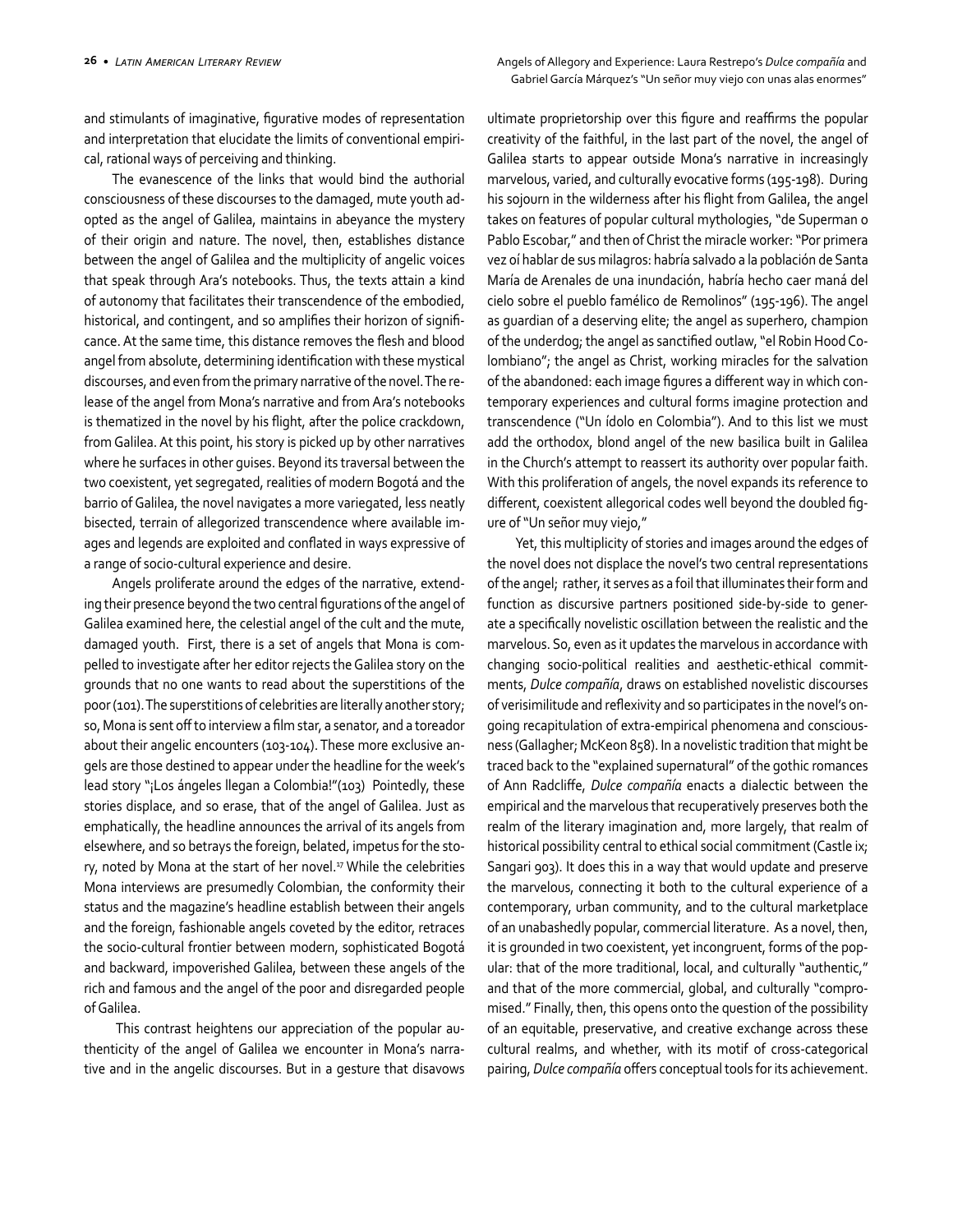and stimulants of imaginative, figurative modes of representation and interpretation that elucidate the limits of conventional empirical, rational ways of perceiving and thinking.

The evanescence of the links that would bind the authorial consciousness of these discourses to the damaged, mute youth adopted as the angel of Galilea, maintains in abeyance the mystery of their origin and nature. The novel, then, establishes distance between the angel of Galilea and the multiplicity of angelic voices that speak through Ara's notebooks. Thus, the texts attain a kind of autonomy that facilitates their transcendence of the embodied, historical, and contingent, and so amplifies their horizon of significance. At the same time, this distance removes the flesh and blood angel from absolute, determining identification with these mystical discourses, and even from the primary narrative of the novel. The release of the angel from Mona's narrative and from Ara's notebooks is thematized in the novel by his flight, after the police crackdown, from Galilea. At this point, his story is picked up by other narratives where he surfaces in other guises. Beyond its traversal between the two coexistent, yet segregated, realities of modern Bogotá and the barrio of Galilea, the novel navigates a more variegated, less neatly bisected, terrain of allegorized transcendence where available images and legends are exploited and conflated in ways expressive of a range of socio-cultural experience and desire.

Angels proliferate around the edges of the narrative, extending their presence beyond the two central figurations of the angel of Galilea examined here, the celestial angel of the cult and the mute, damaged youth. First, there is a set of angels that Mona is compelled to investigate after her editor rejects the Galilea story on the grounds that no one wants to read about the superstitions of the poor (101). The superstitions of celebrities are literally another story; so, Mona is sent off to interview a film star, a senator, and a toreador about their angelic encounters (103-104). These more exclusive angels are those destined to appear under the headline for the week's lead story "¡Los ángeles llegan a Colombia!"(103) Pointedly, these stories displace, and so erase, that of the angel of Galilea. Just as emphatically, the headline announces the arrival of its angels from elsewhere, and so betrays the foreign, belated, impetus for the story, noted by Mona at the start of her novel.[17] While the celebrities Mona interviews are presumedly Colombian, the conformity their status and the magazine's headline establish between their angels and the foreign, fashionable angels coveted by the editor, retraces the socio-cultural frontier between modern, sophisticated Bogotá and backward, impoverished Galilea, between these angels of the rich and famous and the angel of the poor and disregarded people of Galilea.

This contrast heightens our appreciation of the popular authenticity of the angel of Galilea we encounter in Mona's narrative and in the angelic discourses. But in a gesture that disavows ultimate proprietorship over this figure and reaffirms the popular creativity of the faithful, in the last part of the novel, the angel of Galilea starts to appear outside Mona's narrative in increasingly marvelous, varied, and culturally evocative forms (195-198). During his sojourn in the wilderness after his flight from Galilea, the angel takes on features of popular cultural mythologies, "de Superman o Pablo Escobar," and then of Christ the miracle worker: "Por primera vez oí hablar de sus milagros: habría salvado a la población de Santa María de Arenales de una inundación, habría hecho caer maná del cielo sobre el pueblo famélico de Remolinos" (195-196). The angel as guardian of a deserving elite; the angel as superhero, champion of the underdog; the angel as sanctified outlaw, "el Robin Hood Colombiano"; the angel as Christ, working miracles for the salvation of the abandoned: each image figures a different way in which contemporary experiences and cultural forms imagine protection and transcendence ("Un ídolo en Colombia"). And to this list we must add the orthodox, blond angel of the new basilica built in Galilea in the Church's attempt to reassert its authority over popular faith. With this proliferation of angels, the novel expands its reference to different, coexistent allegorical codes well beyond the doubled figure of "Un señor muy viejo,"

Yet, this multiplicity of stories and images around the edges of the novel does not displace the novel's two central representations of the angel; rather, it serves as a foil that illuminates their form and function as discursive partners positioned side-by-side to generate a specifically novelistic oscillation between the realistic and the marvelous. So, even as it updates the marvelous in accordance with changing socio-political realities and aesthetic-ethical commitments, *Dulce compañía*, draws on established novelistic discourses of verisimilitude and reflexivity and so participates in the novel's ongoing recapitulation of extra-empirical phenomena and consciousness (Gallagher; McKeon 858). In a novelistic tradition that might be traced back to the "explained supernatural" of the gothic romances of Ann Radcliffe, *Dulce compañía* enacts a dialectic between the empirical and the marvelous that recuperatively preserves both the realm of the literary imagination and, more largely, that realm of historical possibility central to ethical social commitment (Castle ix; Sangari 903). It does this in a way that would update and preserve the marvelous, connecting it both to the cultural experience of a contemporary, urban community, and to the cultural marketplace of an unabashedly popular, commercial literature. As a novel, then, it is grounded in two coexistent, yet incongruent, forms of the popular: that of the more traditional, local, and culturally "authentic," and that of the more commercial, global, and culturally "compromised." Finally, then, this opens onto the question of the possibility of an equitable, preservative, and creative exchange across these cultural realms, and whether, with its motif of cross-categorical pairing, *Dulce compañía* offers conceptual tools for its achievement.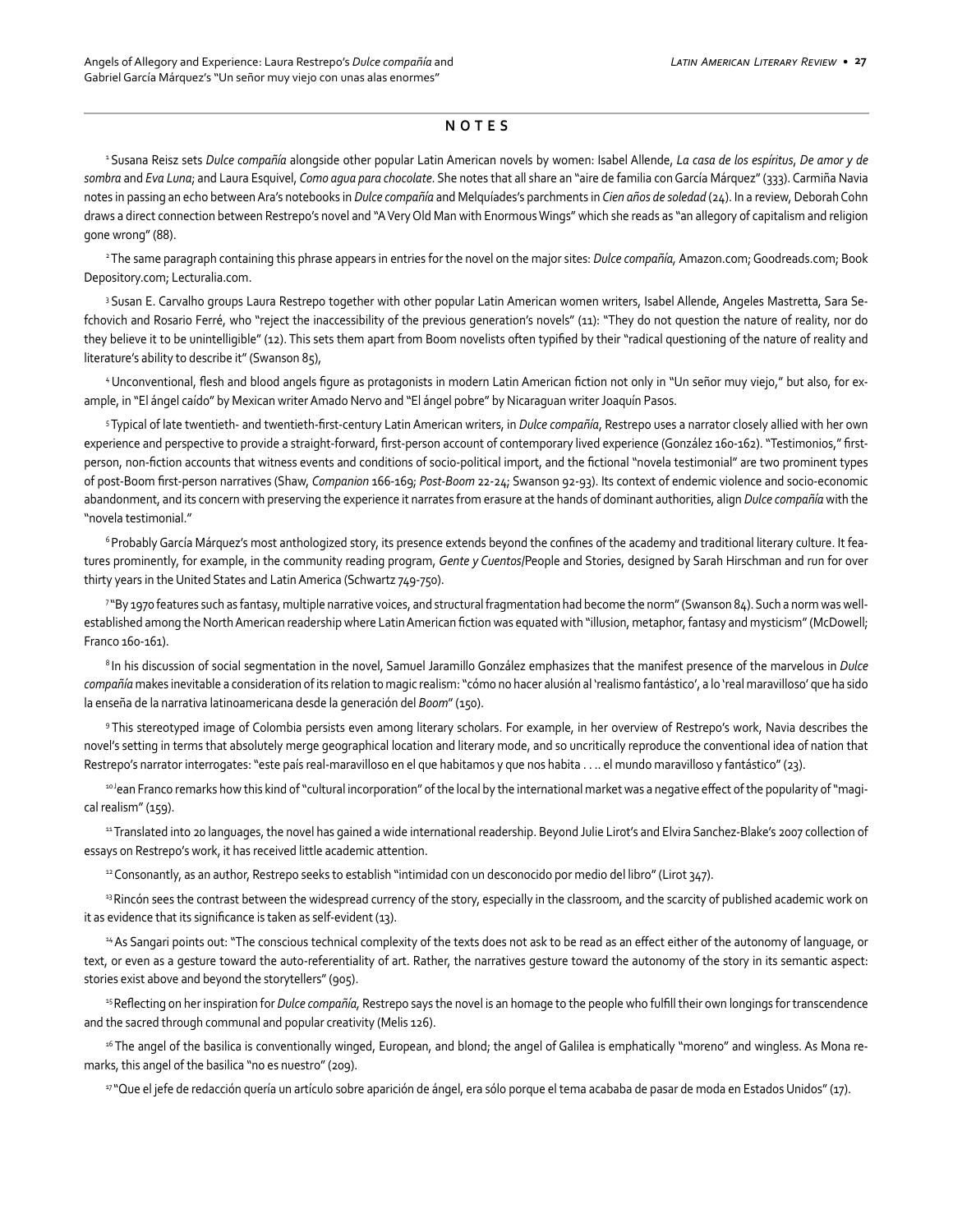## NOTES

[1] Susana Reisz sets *Dulce compañía* alongside other popular Latin American novels by women: Isabel Allende, *La casa de los espíritus*, *De amor y de sombra* and *Eva Luna*; and Laura Esquivel, *Como agua para chocolate*. She notes that all share an "aire de familia con García Márquez" (333). Carmiña Navia notes in passing an echo between Ara's notebooks in *Dulce compañía* and Melquíades's parchments in *Cien años de soledad* (24). In a review, Deborah Cohn draws a direct connection between Restrepo's novel and "A Very Old Man with Enormous Wings" which she reads as "an allegory of capitalism and religion gone wrong" (88).

[2] The same paragraph containing this phrase appears in entries for the novel on the major sites: *Dulce compañía,* Amazon.com; Goodreads.com; Book Depository.com; Lecturalia.com.

[3] Susan E. Carvalho groups Laura Restrepo together with other popular Latin American women writers, Isabel Allende, Angeles Mastretta, Sara Sefchovich and Rosario Ferré, who "reject the inaccessibility of the previous generation's novels" (11): "They do not question the nature of reality, nor do they believe it to be unintelligible" (12). This sets them apart from Boom novelists often typified by their "radical questioning of the nature of reality and literature's ability to describe it" (Swanson 85),

[4] Unconventional, flesh and blood angels figure as protagonists in modern Latin American fiction not only in "Un señor muy viejo," but also, for example, in "El ángel caído" by Mexican writer Amado Nervo and "El ángel pobre" by Nicaraguan writer Joaquín Pasos.

[5] Typical of late twentieth- and twentieth-first-century Latin American writers, in *Dulce compañía*, Restrepo uses a narrator closely allied with her own experience and perspective to provide a straight-forward, first-person account of contemporary lived experience (González 160-162). "Testimonios," first-person, non-fiction accounts that witness events and conditions of socio-political import, and the fictional "novela testimonial" are two prominent types of post-Boom first-person narratives (Shaw, *Companion* 166-169; *Post-Boom* 22-24; Swanson 92-93). Its context of endemic violence and socio-economic abandonment, and its concern with preserving the experience it narrates from erasure at the hands of dominant authorities, align *Dulce compañía* with the "novela testimonial."

[6] Probably García Márquez's most anthologized story, its presence extends beyond the confines of the academy and traditional literary culture. It features prominently, for example, in the community reading program, *Gente y Cuentos*/People and Stories, designed by Sarah Hirschman and run for over thirty years in the United States and Latin America (Schwartz 749-750).

[7] "By 1970 features such as fantasy, multiple narrative voices, and structural fragmentation had become the norm" (Swanson 84). Such a norm was well-established among the North American readership where Latin American fiction was equated with "illusion, metaphor, fantasy and mysticism" (McDowell; Franco 160-161).

[8] In his discussion of social segmentation in the novel, Samuel Jaramillo González emphasizes that the manifest presence of the marvelous in *Dulce compañía* makes inevitable a consideration of its relation to magic realism: "cómo no hacer alusión al 'realismo fantástico', a lo 'real maravilloso' que ha sido la enseña de la narrativa latinoamericana desde la generación del *Boom*" (150).

[9] This stereotyped image of Colombia persists even among literary scholars. For example, in her overview of Restrepo's work, Navia describes the novel's setting in terms that absolutely merge geographical location and literary mode, and so uncritically reproduce the conventional idea of nation that Restrepo's narrator interrogates: "este país real-maravilloso en el que habitamos y que nos habita . . .. el mundo maravilloso y fantástico" (23).

[10] Jean Franco remarks how this kind of "cultural incorporation" of the local by the international market was a negative effect of the popularity of "magical realism" (159).

[11] Translated into 20 languages, the novel has gained a wide international readership. Beyond Julie Lirot's and Elvira Sanchez-Blake's 2007 collection of essays on Restrepo's work, it has received little academic attention.

[12] Consonantly, as an author, Restrepo seeks to establish "intimidad con un desconocido por medio del libro" (Lirot 347).

[13] Rincón sees the contrast between the widespread currency of the story, especially in the classroom, and the scarcity of published academic work on it as evidence that its significance is taken as self-evident (13).

[14] As Sangari points out: "The conscious technical complexity of the texts does not ask to be read as an effect either of the autonomy of language, or text, or even as a gesture toward the auto-referentiality of art. Rather, the narratives gesture toward the autonomy of the story in its semantic aspect: stories exist above and beyond the storytellers" (905).

[15] Reflecting on her inspiration for *Dulce compañía,* Restrepo says the novel is an homage to the people who fulfill their own longings for transcendence and the sacred through communal and popular creativity (Melis 126).

[16] The angel of the basilica is conventionally winged, European, and blond; the angel of Galilea is emphatically "moreno" and wingless. As Mona remarks, this angel of the basilica "no es nuestro" (209).

[17] "Que el jefe de redacción quería un artículo sobre aparición de ángel, era sólo porque el tema acababa de pasar de moda en Estados Unidos" (17).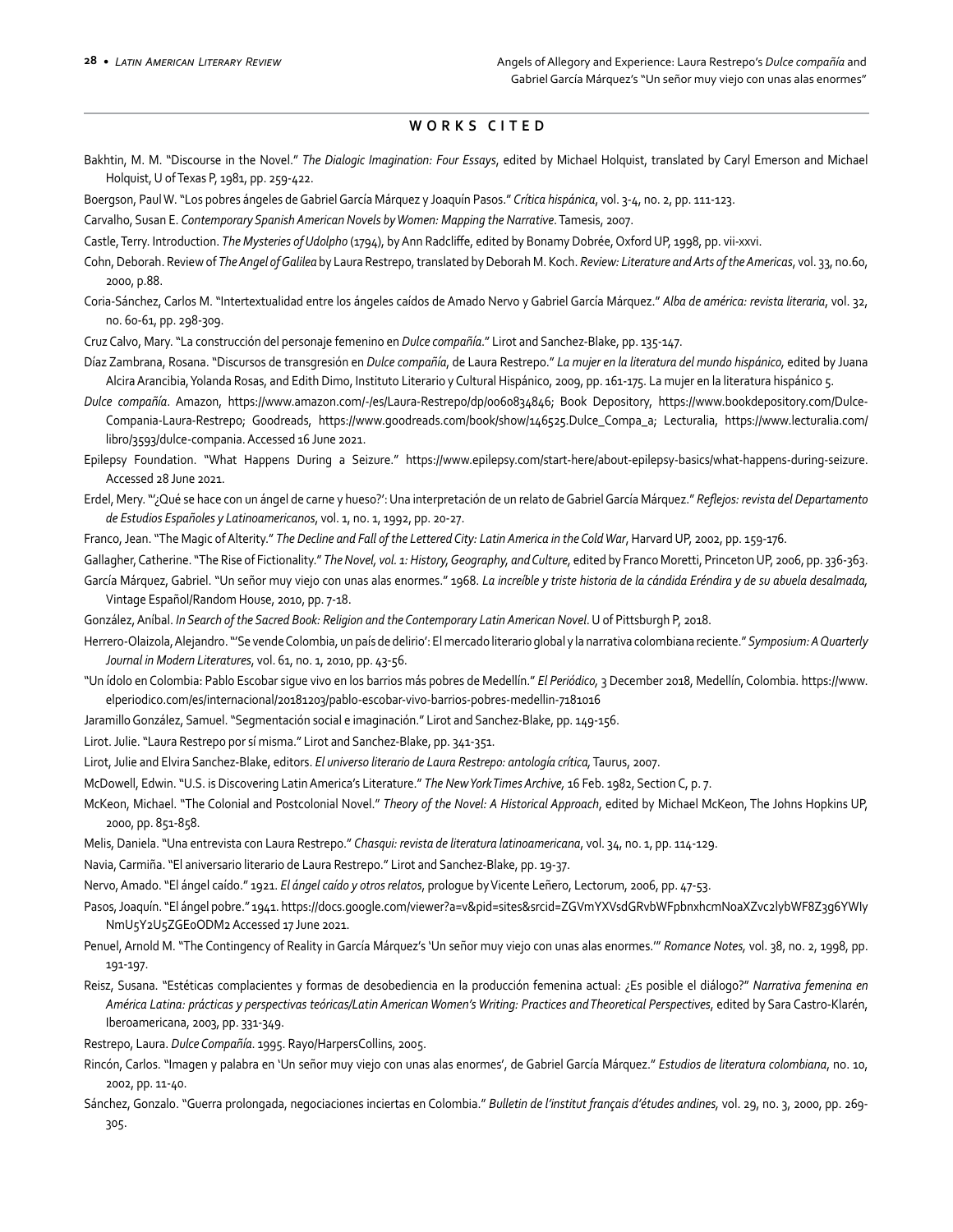## WORKS CITED

Bakhtin, M. M. "Discourse in the Novel." *The Dialogic Imagination: Four Essays*, edited by Michael Holquist, translated by Caryl Emerson and Michael Holquist, U of Texas P, 1981, pp. 259-422.

Boergson, Paul W. "Los pobres ángeles de Gabriel García Márquez y Joaquín Pasos." *Crítica hispánica*, vol. 3-4, no. 2, pp. 111-123.

Carvalho, Susan E. *Contemporary Spanish American Novels by Women: Mapping the Narrative*. Tamesis, 2007.

Castle, Terry. Introduction. *The Mysteries of Udolpho* (1794), by Ann Radcliffe, edited by Bonamy Dobrée, Oxford UP, 1998, pp. vii-xxvi.

Cohn, Deborah. Review of *The Angel of Galilea* by Laura Restrepo, translated by Deborah M. Koch. *Review: Literature and Arts of the Americas*, vol. 33, no.60, 2000, p.88.

Coria-Sánchez, Carlos M. "Intertextualidad entre los ángeles caídos de Amado Nervo y Gabriel García Márquez." *Alba de américa: revista literaria*, vol. 32, no. 60-61, pp. 298-309.

Cruz Calvo, Mary. "La construcción del personaje femenino en *Dulce compañía*." Lirot and Sanchez-Blake, pp. 135-147.

Díaz Zambrana, Rosana. "Discursos de transgresión en *Dulce compañía*, de Laura Restrepo." *La mujer en la literatura del mundo hispánico*, edited by Juana Alcira Arancibia, Yolanda Rosas, and Edith Dimo, Instituto Literario y Cultural Hispánico, 2009, pp. 161-175. La mujer en la literatura hispánico 5.

*Dulce compañía*. Amazon, https://www.amazon.com/-/es/Laura-Restrepo/dp/0060834846; Book Depository, https://www.bookdepository.com/Dulce-Compania-Laura-Restrepo; Goodreads, https://www.goodreads.com/book/show/146525.Dulce_Compa_a; Lecturalia, https://www.lecturalia.com/libro/3593/dulce-compania. Accessed 16 June 2021.

Epilepsy Foundation. "What Happens During a Seizure." https://www.epilepsy.com/start-here/about-epilepsy-basics/what-happens-during-seizure. Accessed 28 June 2021.

Erdel, Mery. "'¿Qué se hace con un ángel de carne y hueso?': Una interpretación de un relato de Gabriel García Márquez." *Reflejos: revista del Departamento de Estudios Españoles y Latinoamericanos*, vol. 1, no. 1, 1992, pp. 20-27.

Franco, Jean. "The Magic of Alterity." *The Decline and Fall of the Lettered City: Latin America in the Cold War*, Harvard UP, 2002, pp. 159-176.

Gallagher, Catherine. "The Rise of Fictionality." *The Novel, vol. 1: History, Geography, and Culture*, edited by Franco Moretti, Princeton UP, 2006, pp. 336-363.

García Márquez, Gabriel. "Un señor muy viejo con unas alas enormes." 1968. *La increíble y triste historia de la cándida Eréndira y de su abuela desalmada*, Vintage Español/Random House, 2010, pp. 7-18.

González, Aníbal. *In Search of the Sacred Book: Religion and the Contemporary Latin American Novel*. U of Pittsburgh P, 2018.

Herrero-Olaizola, Alejandro. "'Se vende Colombia, un país de delirio': El mercado literario global y la narrativa colombiana reciente." *Symposium: A Quarterly Journal in Modern Literatures*, vol. 61, no. 1, 2010, pp. 43-56.

"Un ídolo en Colombia: Pablo Escobar sigue vivo en los barrios más pobres de Medellín." *El Periódico*, 3 December 2018, Medellín, Colombia. https://www.elperiodico.com/es/internacional/20181203/pablo-escobar-vivo-barrios-pobres-medellin-7181016

Jaramillo González, Samuel. "Segmentación social e imaginación." Lirot and Sanchez-Blake, pp. 149-156.

Lirot. Julie. "Laura Restrepo por sí misma." Lirot and Sanchez-Blake, pp. 341-351.

Lirot, Julie and Elvira Sanchez-Blake, editors. *El universo literario de Laura Restrepo: antología crítica*, Taurus, 2007.

McDowell, Edwin. "U.S. is Discovering Latin America's Literature." *The New York Times Archive*, 16 Feb. 1982, Section C, p. 7.

McKeon, Michael. "The Colonial and Postcolonial Novel." *Theory of the Novel: A Historical Approach*, edited by Michael McKeon, The Johns Hopkins UP, 2000, pp. 851-858.

Melis, Daniela. "Una entrevista con Laura Restrepo." *Chasqui: revista de literatura latinoamericana*, vol. 34, no. 1, pp. 114-129.

Navia, Carmiña. "El aniversario literario de Laura Restrepo." Lirot and Sanchez-Blake, pp. 19-37.

Nervo, Amado. "El ángel caído." 1921. *El ángel caído y otros relatos*, prologue by Vicente Leñero, Lectorum, 2006, pp. 47-53.

Pasos, Joaquín. "El ángel pobre." 1941. https://docs.google.com/viewer?a=v&pid=sites&srcid=ZGVmYXVsdGRvbWFpbnxhcmNoaXZvc2lybWF8Z3g6YWIyNmU5Y2U5ZGE0ODM2 Accessed 17 June 2021.

Penuel, Arnold M. "The Contingency of Reality in García Márquez's 'Un señor muy viejo con unas alas enormes.'" *Romance Notes*, vol. 38, no. 2, 1998, pp. 191-197.

Reisz, Susana. "Estéticas complacientes y formas de desobediencia en la producción femenina actual: ¿Es posible el diálogo?" *Narrativa femenina en América Latina: prácticas y perspectivas teóricas/Latin American Women's Writing: Practices and Theoretical Perspectives*, edited by Sara Castro-Klarén, Iberoamericana, 2003, pp. 331-349.

Restrepo, Laura. *Dulce Compañía*. 1995. Rayo/HarpersCollins, 2005.

Rincón, Carlos. "Imagen y palabra en 'Un señor muy viejo con unas alas enormes', de Gabriel García Márquez." *Estudios de literatura colombiana*, no. 10, 2002, pp. 11-40.

Sánchez, Gonzalo. "Guerra prolongada, negociaciones inciertas en Colombia." *Bulletin de l'institut français d'études andines*, vol. 29, no. 3, 2000, pp. 269-305.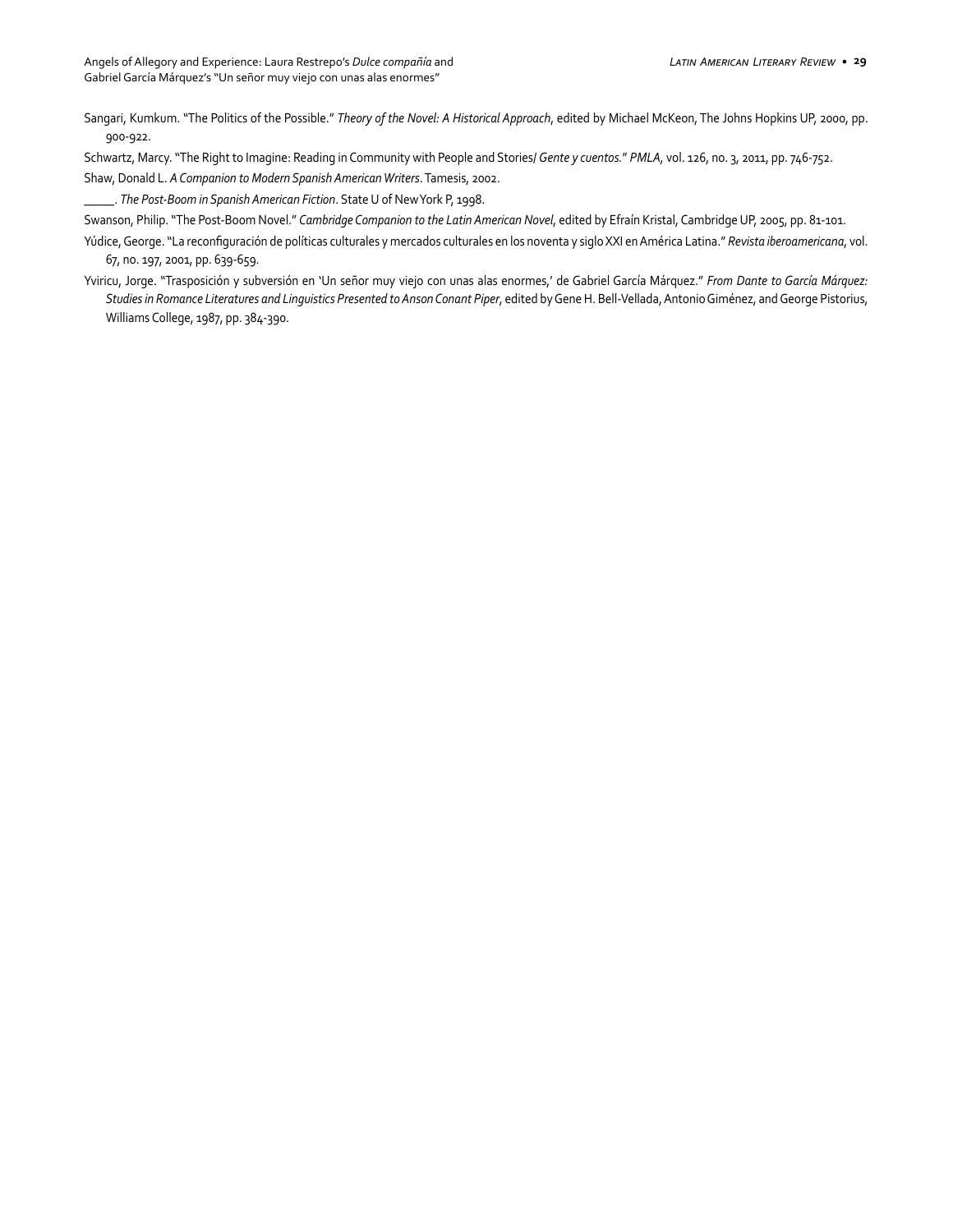Sangari, Kumkum. "The Politics of the Possible." *Theory of the Novel: A Historical Approach*, edited by Michael McKeon, The Johns Hopkins UP, 2000, pp. 900-922.

Schwartz, Marcy. "The Right to Imagine: Reading in Community with People and Stories/ *Gente y cuentos*." *PMLA*, vol. 126, no. 3, 2011, pp. 746-752.

Shaw, Donald L. *A Companion to Modern Spanish American Writers*. Tamesis, 2002.

_____. *The Post-Boom in Spanish American Fiction*. State U of New York P, 1998.

Swanson, Philip. "The Post-Boom Novel." *Cambridge Companion to the Latin American Novel*, edited by Efraín Kristal, Cambridge UP, 2005, pp. 81-101.

Yúdice, George. "La reconfiguración de políticas culturales y mercados culturales en los noventa y siglo XXI en América Latina." *Revista iberoamericana*, vol. 67, no. 197, 2001, pp. 639-659.

Yviricu, Jorge. "Trasposición y subversión en 'Un señor muy viejo con unas alas enormes,' de Gabriel García Márquez." *From Dante to García Márquez: Studies in Romance Literatures and Linguistics Presented to Anson Conant Piper*, edited by Gene H. Bell-Vellada, Antonio Giménez, and George Pistorius, Williams College, 1987, pp. 384-390.